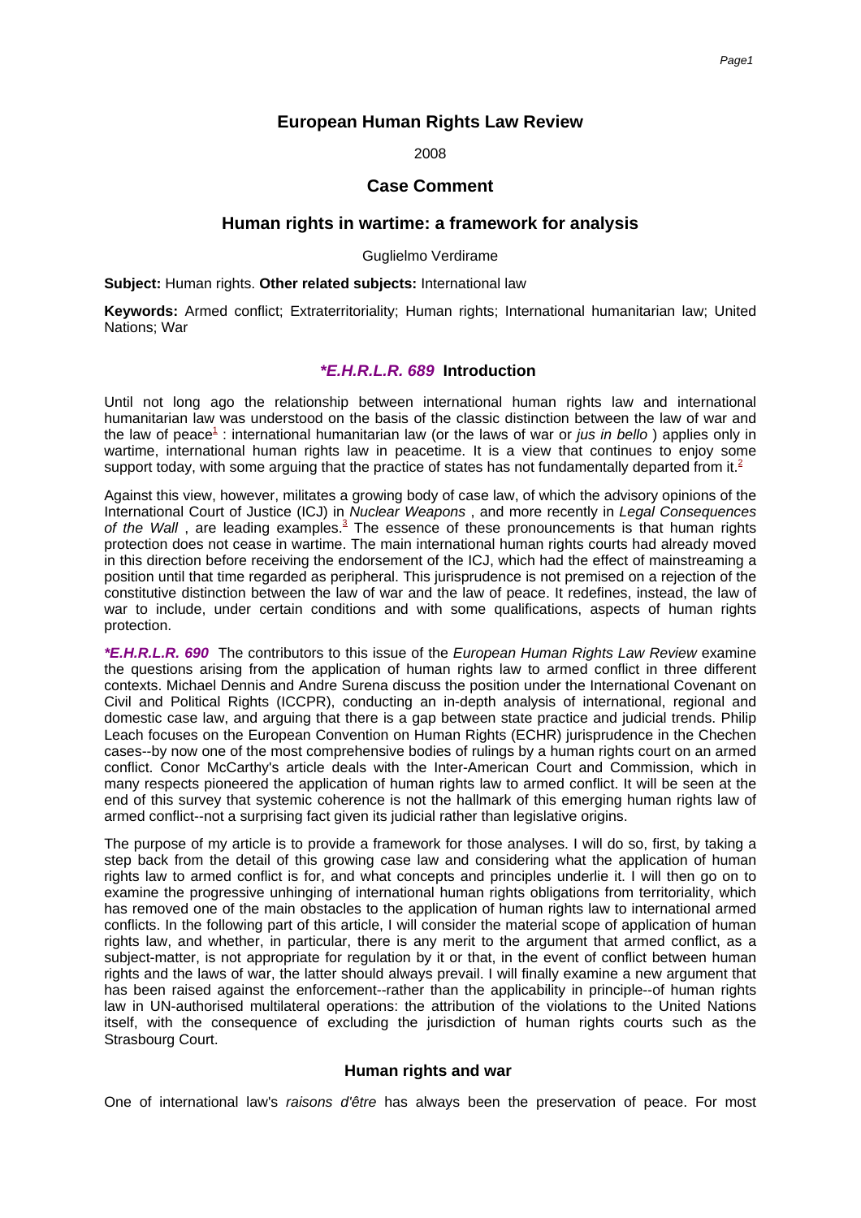# European Human Rights Law Review

2008

## Case Comment

## Human rights in wartime: a framework for analysis

Guglielmo Verdirame

**Subject:** Human rights. **Other related subjects:** International law

**Keywords:** Armed conflict; Extraterritoriality; Human rights; International humanitarian law; United Nations; War

### *\*E.H.R.L.R. 689* Introduction

Until not long ago the relationship between international human rights law and international humanitarian law was understood on the basis of the classic distinction between the law of war and the law of peace[1] : international humanitarian law (or the laws of war or *jus in bello* ) applies only in wartime, international human rights law in peacetime. It is a view that continues to enjoy some support today, with some arguing that the practice of states has not fundamentally departed from it.[2]

Against this view, however, militates a growing body of case law, of which the advisory opinions of the International Court of Justice (ICJ) in *Nuclear Weapons* , and more recently in *Legal Consequences of the Wall* , are leading examples.[3] The essence of these pronouncements is that human rights protection does not cease in wartime. The main international human rights courts had already moved in this direction before receiving the endorsement of the ICJ, which had the effect of mainstreaming a position until that time regarded as peripheral. This jurisprudence is not premised on a rejection of the constitutive distinction between the law of war and the law of peace. It redefines, instead, the law of war to include, under certain conditions and with some qualifications, aspects of human rights protection.

*\*E.H.R.L.R. 690* The contributors to this issue of the *European Human Rights Law Review* examine the questions arising from the application of human rights law to armed conflict in three different contexts. Michael Dennis and Andre Surena discuss the position under the International Covenant on Civil and Political Rights (ICCPR), conducting an in-depth analysis of international, regional and domestic case law, and arguing that there is a gap between state practice and judicial trends. Philip Leach focuses on the European Convention on Human Rights (ECHR) jurisprudence in the Chechen cases--by now one of the most comprehensive bodies of rulings by a human rights court on an armed conflict. Conor McCarthy's article deals with the Inter-American Court and Commission, which in many respects pioneered the application of human rights law to armed conflict. It will be seen at the end of this survey that systemic coherence is not the hallmark of this emerging human rights law of armed conflict--not a surprising fact given its judicial rather than legislative origins.

The purpose of my article is to provide a framework for those analyses. I will do so, first, by taking a step back from the detail of this growing case law and considering what the application of human rights law to armed conflict is for, and what concepts and principles underlie it. I will then go on to examine the progressive unhinging of international human rights obligations from territoriality, which has removed one of the main obstacles to the application of human rights law to international armed conflicts. In the following part of this article, I will consider the material scope of application of human rights law, and whether, in particular, there is any merit to the argument that armed conflict, as a subject-matter, is not appropriate for regulation by it or that, in the event of conflict between human rights and the laws of war, the latter should always prevail. I will finally examine a new argument that has been raised against the enforcement--rather than the applicability in principle--of human rights law in UN-authorised multilateral operations: the attribution of the violations to the United Nations itself, with the consequence of excluding the jurisdiction of human rights courts such as the Strasbourg Court.

### Human rights and war

One of international law's *raisons d'être* has always been the preservation of peace. For most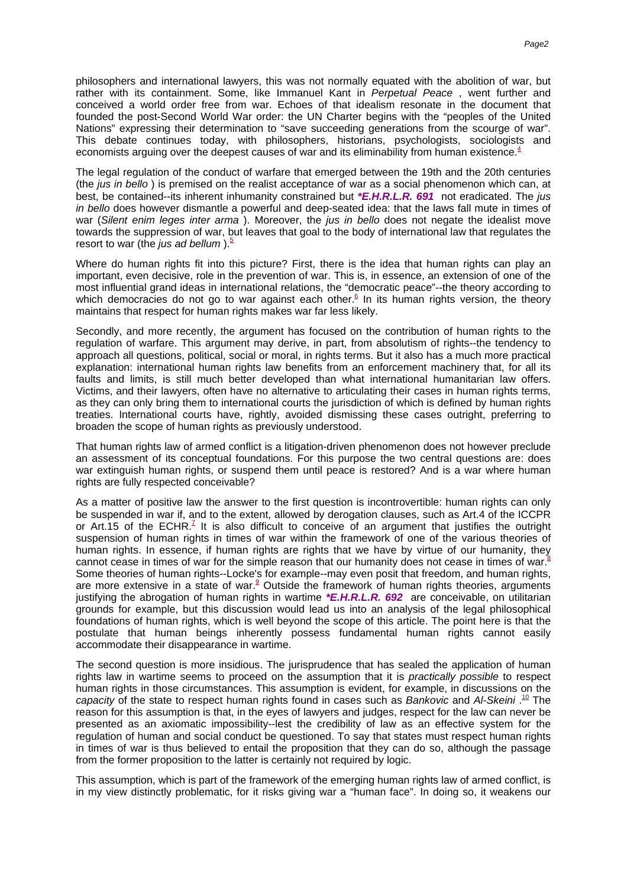philosophers and international lawyers, this was not normally equated with the abolition of war, but rather with its containment. Some, like Immanuel Kant in *Perpetual Peace* , went further and conceived a world order free from war. Echoes of that idealism resonate in the document that founded the post-Second World War order: the UN Charter begins with the "peoples of the United Nations" expressing their determination to "save succeeding generations from the scourge of war". This debate continues today, with philosophers, historians, psychologists, sociologists and economists arguing over the deepest causes of war and its eliminability from human existence.[4]

The legal regulation of the conduct of warfare that emerged between the 19th and the 20th centuries (the *jus in bello* ) is premised on the realist acceptance of war as a social phenomenon which can, at best, be contained--its inherent inhumanity constrained but ***E.H.R.L.R. 691*** not eradicated. The *jus in bello* does however dismantle a powerful and deep-seated idea: that the laws fall mute in times of war (*Silent enim leges inter arma* ). Moreover, the *jus in bello* does not negate the idealist move towards the suppression of war, but leaves that goal to the body of international law that regulates the resort to war (the *jus ad bellum* ).[5]

Where do human rights fit into this picture? First, there is the idea that human rights can play an important, even decisive, role in the prevention of war. This is, in essence, an extension of one of the most influential grand ideas in international relations, the "democratic peace"--the theory according to which democracies do not go to war against each other.[6] In its human rights version, the theory maintains that respect for human rights makes war far less likely.

Secondly, and more recently, the argument has focused on the contribution of human rights to the regulation of warfare. This argument may derive, in part, from absolutism of rights--the tendency to approach all questions, political, social or moral, in rights terms. But it also has a much more practical explanation: international human rights law benefits from an enforcement machinery that, for all its faults and limits, is still much better developed than what international humanitarian law offers. Victims, and their lawyers, often have no alternative to articulating their cases in human rights terms, as they can only bring them to international courts the jurisdiction of which is defined by human rights treaties. International courts have, rightly, avoided dismissing these cases outright, preferring to broaden the scope of human rights as previously understood.

That human rights law of armed conflict is a litigation-driven phenomenon does not however preclude an assessment of its conceptual foundations. For this purpose the two central questions are: does war extinguish human rights, or suspend them until peace is restored? And is a war where human rights are fully respected conceivable?

As a matter of positive law the answer to the first question is incontrovertible: human rights can only be suspended in war if, and to the extent, allowed by derogation clauses, such as Art.4 of the ICCPR or Art.15 of the ECHR.[7] It is also difficult to conceive of an argument that justifies the outright suspension of human rights in times of war within the framework of one of the various theories of human rights. In essence, if human rights are rights that we have by virtue of our humanity, they cannot cease in times of war for the simple reason that our humanity does not cease in times of war.[8] Some theories of human rights--Locke's for example--may even posit that freedom, and human rights, are more extensive in a state of war.[9] Outside the framework of human rights theories, arguments justifying the abrogation of human rights in wartime ***E.H.R.L.R. 692*** are conceivable, on utilitarian grounds for example, but this discussion would lead us into an analysis of the legal philosophical foundations of human rights, which is well beyond the scope of this article. The point here is that the postulate that human beings inherently possess fundamental human rights cannot easily accommodate their disappearance in wartime.

The second question is more insidious. The jurisprudence that has sealed the application of human rights law in wartime seems to proceed on the assumption that it is *practically possible* to respect human rights in those circumstances. This assumption is evident, for example, in discussions on the *capacity* of the state to respect human rights found in cases such as *Bankovic* and *Al-Skeini* .[10] The reason for this assumption is that, in the eyes of lawyers and judges, respect for the law can never be presented as an axiomatic impossibility--lest the credibility of law as an effective system for the regulation of human and social conduct be questioned. To say that states must respect human rights in times of war is thus believed to entail the proposition that they can do so, although the passage from the former proposition to the latter is certainly not required by logic.

This assumption, which is part of the framework of the emerging human rights law of armed conflict, is in my view distinctly problematic, for it risks giving war a "human face". In doing so, it weakens our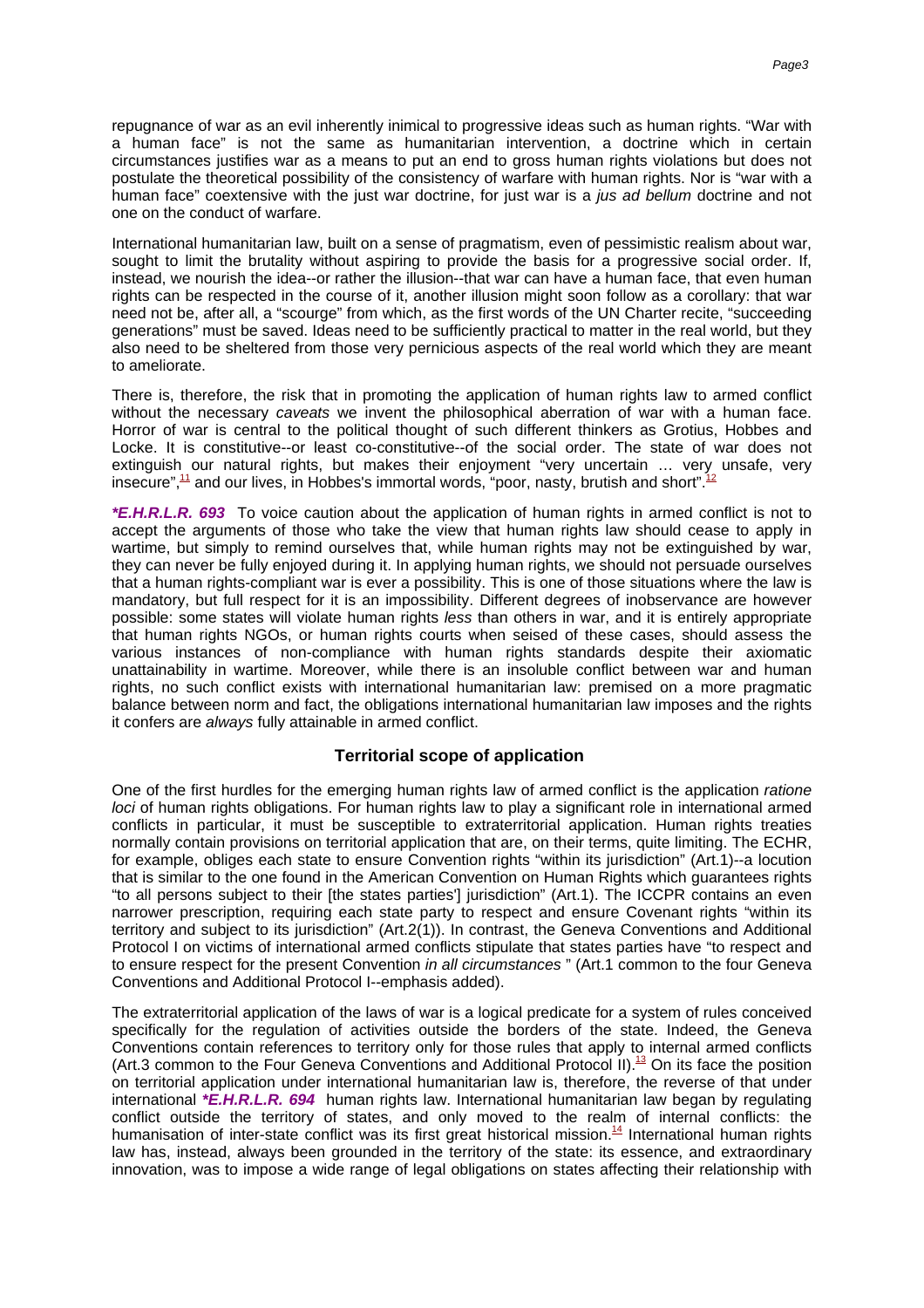repugnance of war as an evil inherently inimical to progressive ideas such as human rights. "War with a human face" is not the same as humanitarian intervention, a doctrine which in certain circumstances justifies war as a means to put an end to gross human rights violations but does not postulate the theoretical possibility of the consistency of warfare with human rights. Nor is "war with a human face" coextensive with the just war doctrine, for just war is a *jus ad bellum* doctrine and not one on the conduct of warfare.

International humanitarian law, built on a sense of pragmatism, even of pessimistic realism about war, sought to limit the brutality without aspiring to provide the basis for a progressive social order. If, instead, we nourish the idea--or rather the illusion--that war can have a human face, that even human rights can be respected in the course of it, another illusion might soon follow as a corollary: that war need not be, after all, a "scourge" from which, as the first words of the UN Charter recite, "succeeding generations" must be saved. Ideas need to be sufficiently practical to matter in the real world, but they also need to be sheltered from those very pernicious aspects of the real world which they are meant to ameliorate.

There is, therefore, the risk that in promoting the application of human rights law to armed conflict without the necessary *caveats* we invent the philosophical aberration of war with a human face. Horror of war is central to the political thought of such different thinkers as Grotius, Hobbes and Locke. It is constitutive--or least co-constitutive--of the social order. The state of war does not extinguish our natural rights, but makes their enjoyment "very uncertain … very unsafe, very insecure",[11] and our lives, in Hobbes's immortal words, "poor, nasty, brutish and short".[12]

***E.H.R.L.R. 693*** To voice caution about the application of human rights in armed conflict is not to accept the arguments of those who take the view that human rights law should cease to apply in wartime, but simply to remind ourselves that, while human rights may not be extinguished by war, they can never be fully enjoyed during it. In applying human rights, we should not persuade ourselves that a human rights-compliant war is ever a possibility. This is one of those situations where the law is mandatory, but full respect for it is an impossibility. Different degrees of inobservance are however possible: some states will violate human rights *less* than others in war, and it is entirely appropriate that human rights NGOs, or human rights courts when seised of these cases, should assess the various instances of non-compliance with human rights standards despite their axiomatic unattainability in wartime. Moreover, while there is an insoluble conflict between war and human rights, no such conflict exists with international humanitarian law: premised on a more pragmatic balance between norm and fact, the obligations international humanitarian law imposes and the rights it confers are *always* fully attainable in armed conflict.

## Territorial scope of application

One of the first hurdles for the emerging human rights law of armed conflict is the application *ratione loci* of human rights obligations. For human rights law to play a significant role in international armed conflicts in particular, it must be susceptible to extraterritorial application. Human rights treaties normally contain provisions on territorial application that are, on their terms, quite limiting. The ECHR, for example, obliges each state to ensure Convention rights "within its jurisdiction" (Art.1)--a locution that is similar to the one found in the American Convention on Human Rights which guarantees rights "to all persons subject to their [the states parties'] jurisdiction" (Art.1). The ICCPR contains an even narrower prescription, requiring each state party to respect and ensure Covenant rights "within its territory and subject to its jurisdiction" (Art.2(1)). In contrast, the Geneva Conventions and Additional Protocol I on victims of international armed conflicts stipulate that states parties have "to respect and to ensure respect for the present Convention *in all circumstances* " (Art.1 common to the four Geneva Conventions and Additional Protocol I--emphasis added).

The extraterritorial application of the laws of war is a logical predicate for a system of rules conceived specifically for the regulation of activities outside the borders of the state. Indeed, the Geneva Conventions contain references to territory only for those rules that apply to internal armed conflicts (Art.3 common to the Four Geneva Conventions and Additional Protocol II).[13] On its face the position on territorial application under international humanitarian law is, therefore, the reverse of that under international ***E.H.R.L.R. 694*** human rights law. International humanitarian law began by regulating conflict outside the territory of states, and only moved to the realm of internal conflicts: the humanisation of inter-state conflict was its first great historical mission.[14] International human rights law has, instead, always been grounded in the territory of the state: its essence, and extraordinary innovation, was to impose a wide range of legal obligations on states affecting their relationship with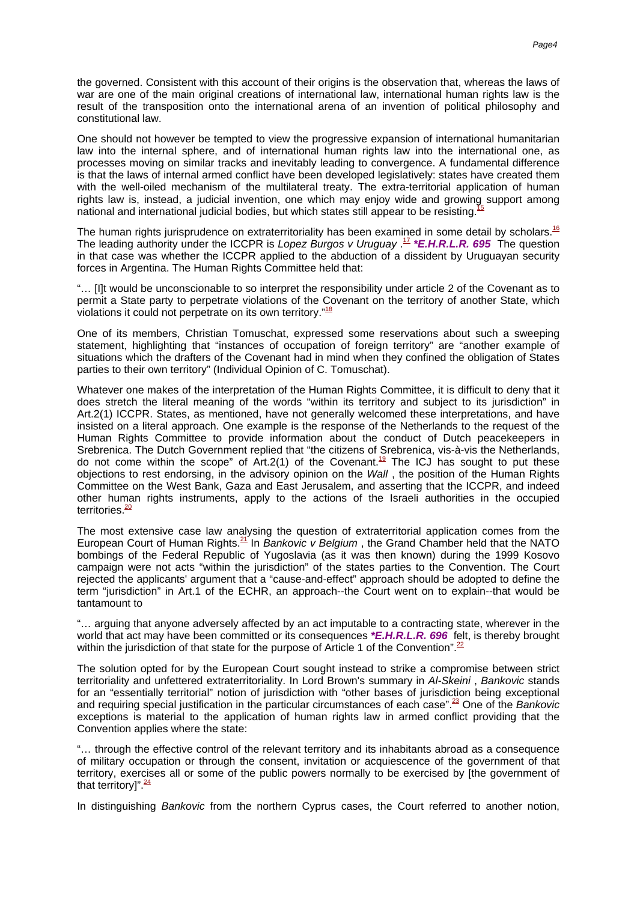the governed. Consistent with this account of their origins is the observation that, whereas the laws of war are one of the main original creations of international law, international human rights law is the result of the transposition onto the international arena of an invention of political philosophy and constitutional law.

One should not however be tempted to view the progressive expansion of international humanitarian law into the internal sphere, and of international human rights law into the international one, as processes moving on similar tracks and inevitably leading to convergence. A fundamental difference is that the laws of internal armed conflict have been developed legislatively: states have created them with the well-oiled mechanism of the multilateral treaty. The extra-territorial application of human rights law is, instead, a judicial invention, one which may enjoy wide and growing support among national and international judicial bodies, but which states still appear to be resisting.[15]

The human rights jurisprudence on extraterritoriality has been examined in some detail by scholars.[16] The leading authority under the ICCPR is *Lopez Burgos v Uruguay* .[17] ***E.H.R.L.R. 695** The question in that case was whether the ICCPR applied to the abduction of a dissident by Uruguayan security forces in Argentina. The Human Rights Committee held that:

"… [I]t would be unconscionable to so interpret the responsibility under article 2 of the Covenant as to permit a State party to perpetrate violations of the Covenant on the territory of another State, which violations it could not perpetrate on its own territory."[18]

One of its members, Christian Tomuschat, expressed some reservations about such a sweeping statement, highlighting that "instances of occupation of foreign territory" are "another example of situations which the drafters of the Covenant had in mind when they confined the obligation of States parties to their own territory" (Individual Opinion of C. Tomuschat).

Whatever one makes of the interpretation of the Human Rights Committee, it is difficult to deny that it does stretch the literal meaning of the words "within its territory and subject to its jurisdiction" in Art.2(1) ICCPR. States, as mentioned, have not generally welcomed these interpretations, and have insisted on a literal approach. One example is the response of the Netherlands to the request of the Human Rights Committee to provide information about the conduct of Dutch peacekeepers in Srebrenica. The Dutch Government replied that "the citizens of Srebrenica, vis-à-vis the Netherlands, do not come within the scope" of Art.2(1) of the Covenant.[19] The ICJ has sought to put these objections to rest endorsing, in the advisory opinion on the *Wall* , the position of the Human Rights Committee on the West Bank, Gaza and East Jerusalem, and asserting that the ICCPR, and indeed other human rights instruments, apply to the actions of the Israeli authorities in the occupied territories.[20]

The most extensive case law analysing the question of extraterritorial application comes from the European Court of Human Rights.[21] In *Bankovic v Belgium* , the Grand Chamber held that the NATO bombings of the Federal Republic of Yugoslavia (as it was then known) during the 1999 Kosovo campaign were not acts "within the jurisdiction" of the states parties to the Convention. The Court rejected the applicants' argument that a "cause-and-effect" approach should be adopted to define the term "jurisdiction" in Art.1 of the ECHR, an approach--the Court went on to explain--that would be tantamount to

"… arguing that anyone adversely affected by an act imputable to a contracting state, wherever in the world that act may have been committed or its consequences ***E.H.R.L.R. 696** felt, is thereby brought within the jurisdiction of that state for the purpose of Article 1 of the Convention".[22]

The solution opted for by the European Court sought instead to strike a compromise between strict territoriality and unfettered extraterritoriality. In Lord Brown's summary in *Al-Skeini* , *Bankovic* stands for an "essentially territorial" notion of jurisdiction with "other bases of jurisdiction being exceptional and requiring special justification in the particular circumstances of each case".[23] One of the *Bankovic* exceptions is material to the application of human rights law in armed conflict providing that the Convention applies where the state:

"… through the effective control of the relevant territory and its inhabitants abroad as a consequence of military occupation or through the consent, invitation or acquiescence of the government of that territory, exercises all or some of the public powers normally to be exercised by [the government of that territory]".[24]

In distinguishing *Bankovic* from the northern Cyprus cases, the Court referred to another notion,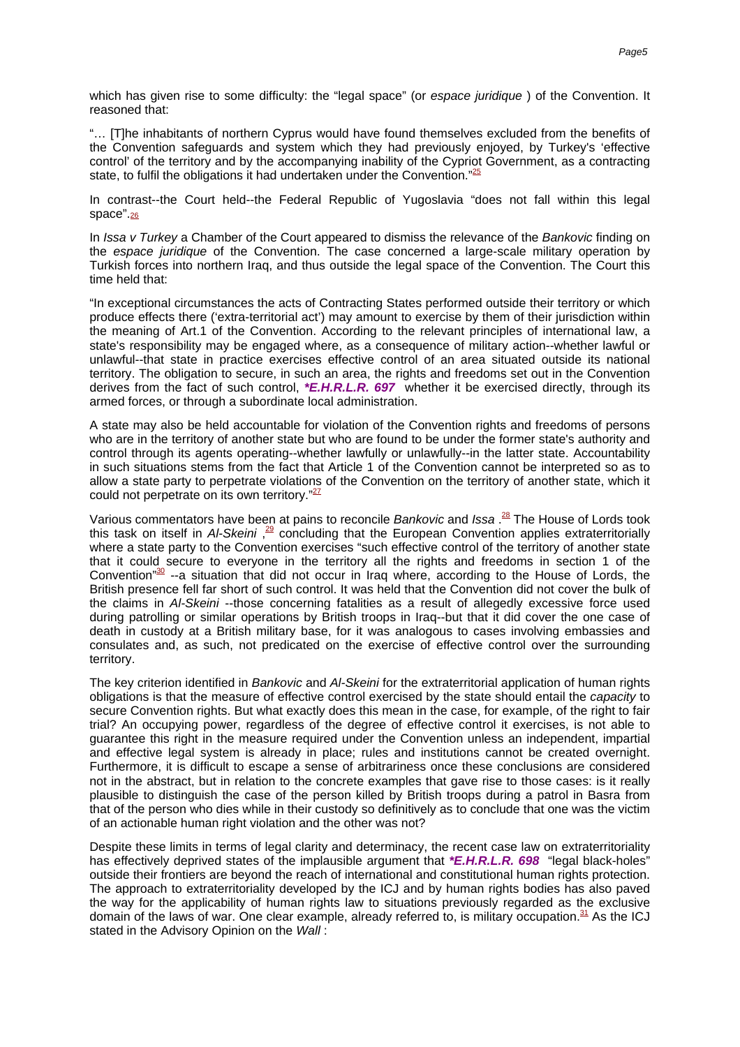which has given rise to some difficulty: the "legal space" (or *espace juridique* ) of the Convention. It reasoned that:

"… [T]he inhabitants of northern Cyprus would have found themselves excluded from the benefits of the Convention safeguards and system which they had previously enjoyed, by Turkey's 'effective control' of the territory and by the accompanying inability of the Cypriot Government, as a contracting state, to fulfil the obligations it had undertaken under the Convention."[25]

In contrast--the Court held--the Federal Republic of Yugoslavia "does not fall within this legal space".[26]

In *Issa v Turkey* a Chamber of the Court appeared to dismiss the relevance of the *Bankovic* finding on the *espace juridique* of the Convention. The case concerned a large-scale military operation by Turkish forces into northern Iraq, and thus outside the legal space of the Convention. The Court this time held that:

"In exceptional circumstances the acts of Contracting States performed outside their territory or which produce effects there ('extra-territorial act') may amount to exercise by them of their jurisdiction within the meaning of Art.1 of the Convention. According to the relevant principles of international law, a state's responsibility may be engaged where, as a consequence of military action--whether lawful or unlawful--that state in practice exercises effective control of an area situated outside its national territory. The obligation to secure, in such an area, the rights and freedoms set out in the Convention derives from the fact of such control, ***E.H.R.L.R. 697** whether it be exercised directly, through its armed forces, or through a subordinate local administration.

A state may also be held accountable for violation of the Convention rights and freedoms of persons who are in the territory of another state but who are found to be under the former state's authority and control through its agents operating--whether lawfully or unlawfully--in the latter state. Accountability in such situations stems from the fact that Article 1 of the Convention cannot be interpreted so as to allow a state party to perpetrate violations of the Convention on the territory of another state, which it could not perpetrate on its own territory."[27]

Various commentators have been at pains to reconcile *Bankovic* and *Issa* .[28] The House of Lords took this task on itself in *Al-Skeini* ,[29] concluding that the European Convention applies extraterritorially where a state party to the Convention exercises "such effective control of the territory of another state that it could secure to everyone in the territory all the rights and freedoms in section 1 of the Convention"[30] --a situation that did not occur in Iraq where, according to the House of Lords, the British presence fell far short of such control. It was held that the Convention did not cover the bulk of the claims in *Al-Skeini* --those concerning fatalities as a result of allegedly excessive force used during patrolling or similar operations by British troops in Iraq--but that it did cover the one case of death in custody at a British military base, for it was analogous to cases involving embassies and consulates and, as such, not predicated on the exercise of effective control over the surrounding territory.

The key criterion identified in *Bankovic* and *Al-Skeini* for the extraterritorial application of human rights obligations is that the measure of effective control exercised by the state should entail the *capacity* to secure Convention rights. But what exactly does this mean in the case, for example, of the right to fair trial? An occupying power, regardless of the degree of effective control it exercises, is not able to guarantee this right in the measure required under the Convention unless an independent, impartial and effective legal system is already in place; rules and institutions cannot be created overnight. Furthermore, it is difficult to escape a sense of arbitrariness once these conclusions are considered not in the abstract, but in relation to the concrete examples that gave rise to those cases: is it really plausible to distinguish the case of the person killed by British troops during a patrol in Basra from that of the person who dies while in their custody so definitively as to conclude that one was the victim of an actionable human right violation and the other was not?

Despite these limits in terms of legal clarity and determinacy, the recent case law on extraterritoriality has effectively deprived states of the implausible argument that ***E.H.R.L.R. 698** "legal black-holes" outside their frontiers are beyond the reach of international and constitutional human rights protection. The approach to extraterritoriality developed by the ICJ and by human rights bodies has also paved the way for the applicability of human rights law to situations previously regarded as the exclusive domain of the laws of war. One clear example, already referred to, is military occupation.[31] As the ICJ stated in the Advisory Opinion on the *Wall* :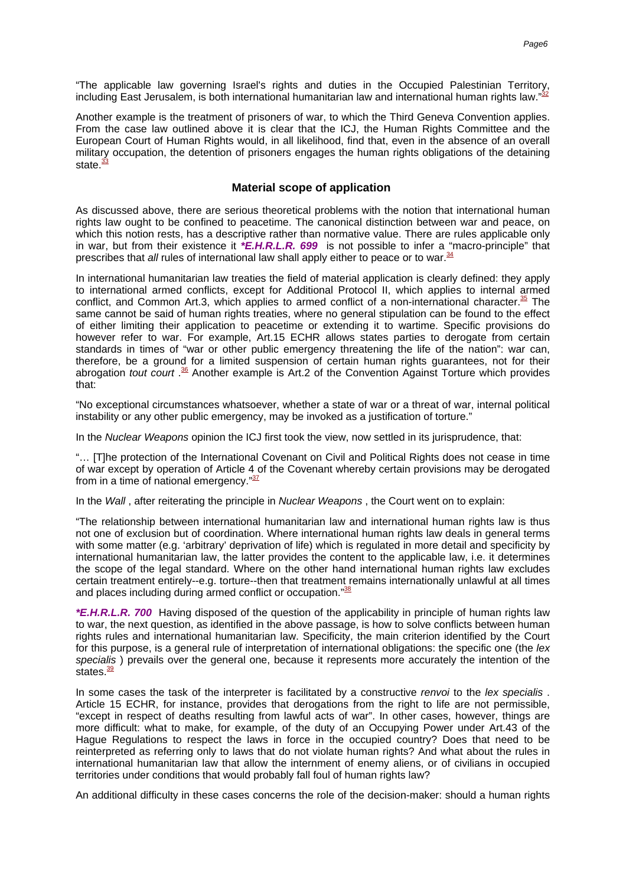"The applicable law governing Israel's rights and duties in the Occupied Palestinian Territory, including East Jerusalem, is both international humanitarian law and international human rights law."[32]

Another example is the treatment of prisoners of war, to which the Third Geneva Convention applies. From the case law outlined above it is clear that the ICJ, the Human Rights Committee and the European Court of Human Rights would, in all likelihood, find that, even in the absence of an overall military occupation, the detention of prisoners engages the human rights obligations of the detaining state.[33]

## Material scope of application

As discussed above, there are serious theoretical problems with the notion that international human rights law ought to be confined to peacetime. The canonical distinction between war and peace, on which this notion rests, has a descriptive rather than normative value. There are rules applicable only in war, but from their existence it ***E.H.R.L.R. 699*** is not possible to infer a "macro-principle" that prescribes that *all* rules of international law shall apply either to peace or to war.[34]

In international humanitarian law treaties the field of material application is clearly defined: they apply to international armed conflicts, except for Additional Protocol II, which applies to internal armed conflict, and Common Art.3, which applies to armed conflict of a non-international character.[35] The same cannot be said of human rights treaties, where no general stipulation can be found to the effect of either limiting their application to peacetime or extending it to wartime. Specific provisions do however refer to war. For example, Art.15 ECHR allows states parties to derogate from certain standards in times of "war or other public emergency threatening the life of the nation": war can, therefore, be a ground for a limited suspension of certain human rights guarantees, not for their abrogation *tout court* .[36] Another example is Art.2 of the Convention Against Torture which provides that:

"No exceptional circumstances whatsoever, whether a state of war or a threat of war, internal political instability or any other public emergency, may be invoked as a justification of torture."

In the *Nuclear Weapons* opinion the ICJ first took the view, now settled in its jurisprudence, that:

"… [T]he protection of the International Covenant on Civil and Political Rights does not cease in time of war except by operation of Article 4 of the Covenant whereby certain provisions may be derogated from in a time of national emergency."[37]

In the *Wall* , after reiterating the principle in *Nuclear Weapons* , the Court went on to explain:

"The relationship between international humanitarian law and international human rights law is thus not one of exclusion but of coordination. Where international human rights law deals in general terms with some matter (e.g. 'arbitrary' deprivation of life) which is regulated in more detail and specificity by international humanitarian law, the latter provides the content to the applicable law, i.e. it determines the scope of the legal standard. Where on the other hand international human rights law excludes certain treatment entirely--e.g. torture--then that treatment remains internationally unlawful at all times and places including during armed conflict or occupation."[38]

***E.H.R.L.R. 700*** Having disposed of the question of the applicability in principle of human rights law to war, the next question, as identified in the above passage, is how to solve conflicts between human rights rules and international humanitarian law. Specificity, the main criterion identified by the Court for this purpose, is a general rule of interpretation of international obligations: the specific one (the *lex specialis* ) prevails over the general one, because it represents more accurately the intention of the states.[39]

In some cases the task of the interpreter is facilitated by a constructive *renvoi* to the *lex specialis* . Article 15 ECHR, for instance, provides that derogations from the right to life are not permissible, "except in respect of deaths resulting from lawful acts of war". In other cases, however, things are more difficult: what to make, for example, of the duty of an Occupying Power under Art.43 of the Hague Regulations to respect the laws in force in the occupied country? Does that need to be reinterpreted as referring only to laws that do not violate human rights? And what about the rules in international humanitarian law that allow the internment of enemy aliens, or of civilians in occupied territories under conditions that would probably fall foul of human rights law?

An additional difficulty in these cases concerns the role of the decision-maker: should a human rights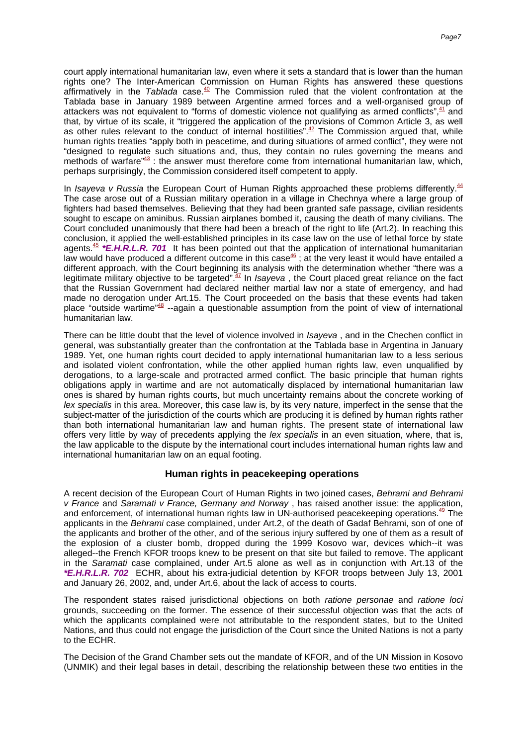court apply international humanitarian law, even where it sets a standard that is lower than the human rights one? The Inter-American Commission on Human Rights has answered these questions affirmatively in the *Tablada* case.[40] The Commission ruled that the violent confrontation at the Tablada base in January 1989 between Argentine armed forces and a well-organised group of attackers was not equivalent to "forms of domestic violence not qualifying as armed conflicts",[41] and that, by virtue of its scale, it "triggered the application of the provisions of Common Article 3, as well as other rules relevant to the conduct of internal hostilities".[42] The Commission argued that, while human rights treaties "apply both in peacetime, and during situations of armed conflict", they were not "designed to regulate such situations and, thus, they contain no rules governing the means and methods of warfare"[43] : the answer must therefore come from international humanitarian law, which, perhaps surprisingly, the Commission considered itself competent to apply.

In *Isayeva v Russia* the European Court of Human Rights approached these problems differently.[44] The case arose out of a Russian military operation in a village in Chechnya where a large group of fighters had based themselves. Believing that they had been granted safe passage, civilian residents sought to escape on aminibus. Russian airplanes bombed it, causing the death of many civilians. The Court concluded unanimously that there had been a breach of the right to life (Art.2). In reaching this conclusion, it applied the well-established principles in its case law on the use of lethal force by state agents.[45] ***E.H.R.L.R. 701** It has been pointed out that the application of international humanitarian law would have produced a different outcome in this case[46] ; at the very least it would have entailed a different approach, with the Court beginning its analysis with the determination whether "there was a legitimate military objective to be targeted".[47] In *Isayeva* , the Court placed great reliance on the fact that the Russian Government had declared neither martial law nor a state of emergency, and had made no derogation under Art.15. The Court proceeded on the basis that these events had taken place "outside wartime"[48] --again a questionable assumption from the point of view of international humanitarian law.

There can be little doubt that the level of violence involved in *Isayeva* , and in the Chechen conflict in general, was substantially greater than the confrontation at the Tablada base in Argentina in January 1989. Yet, one human rights court decided to apply international humanitarian law to a less serious and isolated violent confrontation, while the other applied human rights law, even unqualified by derogations, to a large-scale and protracted armed conflict. The basic principle that human rights obligations apply in wartime and are not automatically displaced by international humanitarian law ones is shared by human rights courts, but much uncertainty remains about the concrete working of *lex specialis* in this area. Moreover, this case law is, by its very nature, imperfect in the sense that the subject-matter of the jurisdiction of the courts which are producing it is defined by human rights rather than both international humanitarian law and human rights. The present state of international law offers very little by way of precedents applying the *lex specialis* in an even situation, where, that is, the law applicable to the dispute by the international court includes international human rights law and international humanitarian law on an equal footing.

## Human rights in peacekeeping operations

A recent decision of the European Court of Human Rights in two joined cases, *Behrami and Behrami v France* and *Saramati v France, Germany and Norway* , has raised another issue: the application, and enforcement, of international human rights law in UN-authorised peacekeeping operations.[49] The applicants in the *Behrami* case complained, under Art.2, of the death of Gadaf Behrami, son of one of the applicants and brother of the other, and of the serious injury suffered by one of them as a result of the explosion of a cluster bomb, dropped during the 1999 Kosovo war, devices which--it was alleged--the French KFOR troops knew to be present on that site but failed to remove. The applicant in the *Saramati* case complained, under Art.5 alone as well as in conjunction with Art.13 of the ***E.H.R.L.R. 702** ECHR, about his extra-judicial detention by KFOR troops between July 13, 2001 and January 26, 2002, and, under Art.6, about the lack of access to courts.

The respondent states raised jurisdictional objections on both *ratione personae* and *ratione loci* grounds, succeeding on the former. The essence of their successful objection was that the acts of which the applicants complained were not attributable to the respondent states, but to the United Nations, and thus could not engage the jurisdiction of the Court since the United Nations is not a party to the ECHR.

The Decision of the Grand Chamber sets out the mandate of KFOR, and of the UN Mission in Kosovo (UNMIK) and their legal bases in detail, describing the relationship between these two entities in the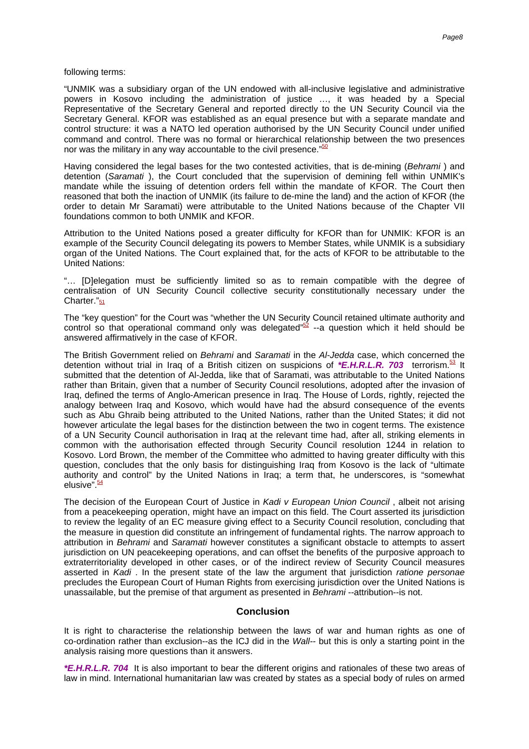following terms:

"UNMIK was a subsidiary organ of the UN endowed with all-inclusive legislative and administrative powers in Kosovo including the administration of justice …, it was headed by a Special Representative of the Secretary General and reported directly to the UN Security Council via the Secretary General. KFOR was established as an equal presence but with a separate mandate and control structure: it was a NATO led operation authorised by the UN Security Council under unified command and control. There was no formal or hierarchical relationship between the two presences nor was the military in any way accountable to the civil presence."[50]

Having considered the legal bases for the two contested activities, that is de-mining (*Behrami* ) and detention (*Saramati* ), the Court concluded that the supervision of demining fell within UNMIK's mandate while the issuing of detention orders fell within the mandate of KFOR. The Court then reasoned that both the inaction of UNMIK (its failure to de-mine the land) and the action of KFOR (the order to detain Mr Saramati) were attributable to the United Nations because of the Chapter VII foundations common to both UNMIK and KFOR.

Attribution to the United Nations posed a greater difficulty for KFOR than for UNMIK: KFOR is an example of the Security Council delegating its powers to Member States, while UNMIK is a subsidiary organ of the United Nations. The Court explained that, for the acts of KFOR to be attributable to the United Nations:

"… [D]elegation must be sufficiently limited so as to remain compatible with the degree of centralisation of UN Security Council collective security constitutionally necessary under the Charter."[51]

The "key question" for the Court was "whether the UN Security Council retained ultimate authority and control so that operational command only was delegated"[52] --a question which it held should be answered affirmatively in the case of KFOR.

The British Government relied on *Behrami* and *Saramati* in the *Al-Jedda* case, which concerned the detention without trial in Iraq of a British citizen on suspicions of ***E.H.R.L.R. 703** terrorism.[53] It submitted that the detention of Al-Jedda, like that of Saramati, was attributable to the United Nations rather than Britain, given that a number of Security Council resolutions, adopted after the invasion of Iraq, defined the terms of Anglo-American presence in Iraq. The House of Lords, rightly, rejected the analogy between Iraq and Kosovo, which would have had the absurd consequence of the events such as Abu Ghraib being attributed to the United Nations, rather than the United States; it did not however articulate the legal bases for the distinction between the two in cogent terms. The existence of a UN Security Council authorisation in Iraq at the relevant time had, after all, striking elements in common with the authorisation effected through Security Council resolution 1244 in relation to Kosovo. Lord Brown, the member of the Committee who admitted to having greater difficulty with this question, concludes that the only basis for distinguishing Iraq from Kosovo is the lack of "ultimate authority and control" by the United Nations in Iraq; a term that, he underscores, is "somewhat elusive".[54]

The decision of the European Court of Justice in *Kadi v European Union Council* , albeit not arising from a peacekeeping operation, might have an impact on this field. The Court asserted its jurisdiction to review the legality of an EC measure giving effect to a Security Council resolution, concluding that the measure in question did constitute an infringement of fundamental rights. The narrow approach to attribution in *Behrami* and *Saramati* however constitutes a significant obstacle to attempts to assert jurisdiction on UN peacekeeping operations, and can offset the benefits of the purposive approach to extraterritoriality developed in other cases, or of the indirect review of Security Council measures asserted in *Kadi* . In the present state of the law the argument that jurisdiction *ratione personae* precludes the European Court of Human Rights from exercising jurisdiction over the United Nations is unassailable, but the premise of that argument as presented in *Behrami* --attribution--is not.

## Conclusion

It is right to characterise the relationship between the laws of war and human rights as one of co-ordination rather than exclusion--as the ICJ did in the *Wall*-- but this is only a starting point in the analysis raising more questions than it answers.

***E.H.R.L.R. 704** It is also important to bear the different origins and rationales of these two areas of law in mind. International humanitarian law was created by states as a special body of rules on armed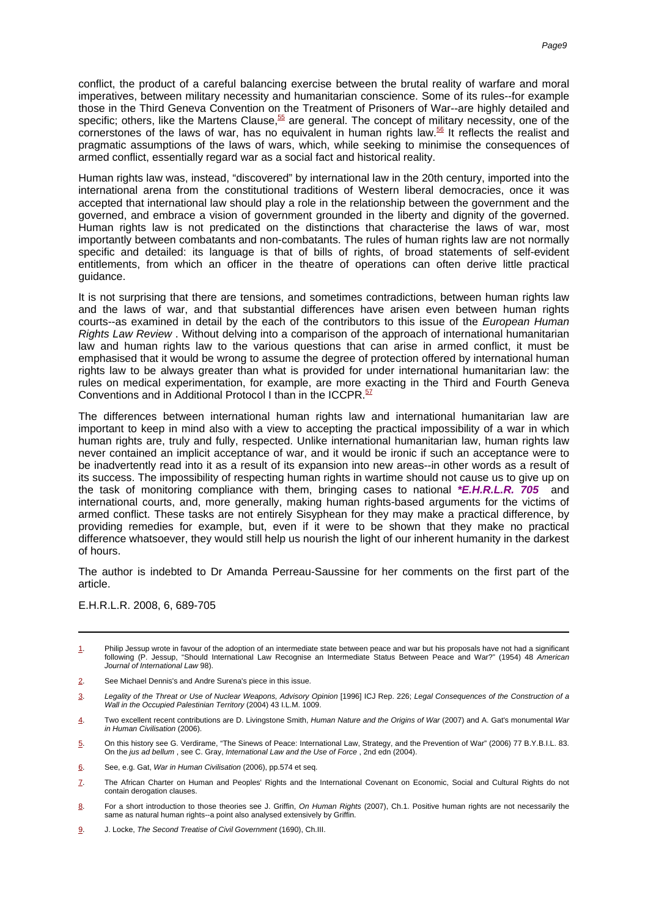conflict, the product of a careful balancing exercise between the brutal reality of warfare and moral imperatives, between military necessity and humanitarian conscience. Some of its rules--for example those in the Third Geneva Convention on the Treatment of Prisoners of War--are highly detailed and specific; others, like the Martens Clause,[55] are general. The concept of military necessity, one of the cornerstones of the laws of war, has no equivalent in human rights law.[56] It reflects the realist and pragmatic assumptions of the laws of wars, which, while seeking to minimise the consequences of armed conflict, essentially regard war as a social fact and historical reality.

Human rights law was, instead, "discovered" by international law in the 20th century, imported into the international arena from the constitutional traditions of Western liberal democracies, once it was accepted that international law should play a role in the relationship between the government and the governed, and embrace a vision of government grounded in the liberty and dignity of the governed. Human rights law is not predicated on the distinctions that characterise the laws of war, most importantly between combatants and non-combatants. The rules of human rights law are not normally specific and detailed: its language is that of bills of rights, of broad statements of self-evident entitlements, from which an officer in the theatre of operations can often derive little practical guidance.

It is not surprising that there are tensions, and sometimes contradictions, between human rights law and the laws of war, and that substantial differences have arisen even between human rights courts--as examined in detail by the each of the contributors to this issue of the *European Human Rights Law Review* . Without delving into a comparison of the approach of international humanitarian law and human rights law to the various questions that can arise in armed conflict, it must be emphasised that it would be wrong to assume the degree of protection offered by international human rights law to be always greater than what is provided for under international humanitarian law: the rules on medical experimentation, for example, are more exacting in the Third and Fourth Geneva Conventions and in Additional Protocol I than in the ICCPR.[57]

The differences between international human rights law and international humanitarian law are important to keep in mind also with a view to accepting the practical impossibility of a war in which human rights are, truly and fully, respected. Unlike international humanitarian law, human rights law never contained an implicit acceptance of war, and it would be ironic if such an acceptance were to be inadvertently read into it as a result of its expansion into new areas--in other words as a result of its success. The impossibility of respecting human rights in wartime should not cause us to give up on the task of monitoring compliance with them, bringing cases to national ***E.H.R.L.R. 705** and international courts, and, more generally, making human rights-based arguments for the victims of armed conflict. These tasks are not entirely Sisyphean for they may make a practical difference, by providing remedies for example, but, even if it were to be shown that they make no practical difference whatsoever, they would still help us nourish the light of our inherent humanity in the darkest of hours.

The author is indebted to Dr Amanda Perreau-Saussine for her comments on the first part of the article.

E.H.R.L.R. 2008, 6, 689-705

---

1. Philip Jessup wrote in favour of the adoption of an intermediate state between peace and war but his proposals have not had a significant following (P. Jessup, "Should International Law Recognise an Intermediate Status Between Peace and War?" (1954) 48 *American Journal of International Law* 98).

2. See Michael Dennis's and Andre Surena's piece in this issue.

3. *Legality of the Threat or Use of Nuclear Weapons, Advisory Opinion* [1996] ICJ Rep. 226; *Legal Consequences of the Construction of a Wall in the Occupied Palestinian Territory* (2004) 43 I.L.M. 1009.

4. Two excellent recent contributions are D. Livingstone Smith, *Human Nature and the Origins of War* (2007) and A. Gat's monumental *War in Human Civilisation* (2006).

5. On this history see G. Verdirame, "The Sinews of Peace: International Law, Strategy, and the Prevention of War" (2006) 77 B.Y.B.I.L. 83. On the *jus ad bellum* , see C. Gray, *International Law and the Use of Force* , 2nd edn (2004).

6. See, e.g. Gat, *War in Human Civilisation* (2006), pp.574 et seq.

7. The African Charter on Human and Peoples' Rights and the International Covenant on Economic, Social and Cultural Rights do not contain derogation clauses.

8. For a short introduction to those theories see J. Griffin, *On Human Rights* (2007), Ch.1. Positive human rights are not necessarily the same as natural human rights--a point also analysed extensively by Griffin.

9. J. Locke, *The Second Treatise of Civil Government* (1690), Ch.III.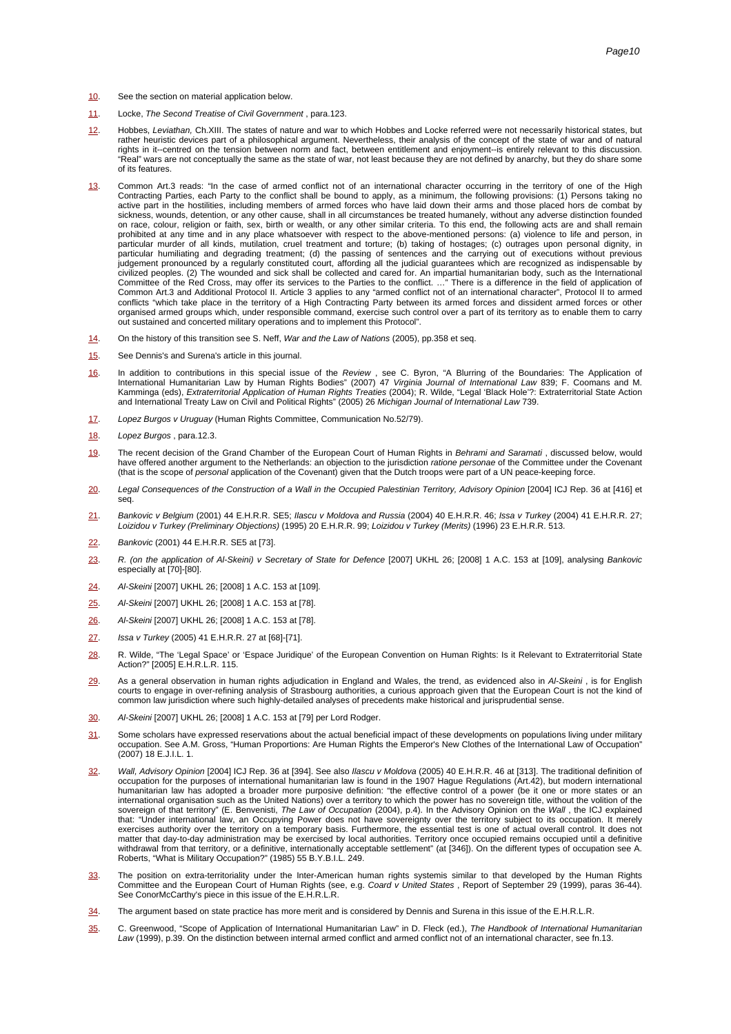10. See the section on material application below.

11. Locke, *The Second Treatise of Civil Government* , para.123.

12. Hobbes, *Leviathan,* Ch.XIII. The states of nature and war to which Hobbes and Locke referred were not necessarily historical states, but rather heuristic devices part of a philosophical argument. Nevertheless, their analysis of the concept of the state of war and of natural rights in it--centred on the tension between norm and fact, between entitlement and enjoyment--is entirely relevant to this discussion. "Real" wars are not conceptually the same as the state of war, not least because they are not defined by anarchy, but they do share some of its features.

13. Common Art.3 reads: "In the case of armed conflict not of an international character occurring in the territory of one of the High Contracting Parties, each Party to the conflict shall be bound to apply, as a minimum, the following provisions: (1) Persons taking no active part in the hostilities, including members of armed forces who have laid down their arms and those placed hors de combat by sickness, wounds, detention, or any other cause, shall in all circumstances be treated humanely, without any adverse distinction founded on race, colour, religion or faith, sex, birth or wealth, or any other similar criteria. To this end, the following acts are and shall remain prohibited at any time and in any place whatsoever with respect to the above-mentioned persons: (a) violence to life and person, in particular murder of all kinds, mutilation, cruel treatment and torture; (b) taking of hostages; (c) outrages upon personal dignity, in particular humiliating and degrading treatment; (d) the passing of sentences and the carrying out of executions without previous judgement pronounced by a regularly constituted court, affording all the judicial guarantees which are recognized as indispensable by civilized peoples. (2) The wounded and sick shall be collected and cared for. An impartial humanitarian body, such as the International Committee of the Red Cross, may offer its services to the Parties to the conflict. …" There is a difference in the field of application of Common Art.3 and Additional Protocol II. Article 3 applies to any "armed conflict not of an international character", Protocol II to armed conflicts "which take place in the territory of a High Contracting Party between its armed forces and dissident armed forces or other organised armed groups which, under responsible command, exercise such control over a part of its territory as to enable them to carry out sustained and concerted military operations and to implement this Protocol".

14. On the history of this transition see S. Neff, *War and the Law of Nations* (2005), pp.358 et seq.

15. See Dennis's and Surena's article in this journal.

16. In addition to contributions in this special issue of the *Review* , see C. Byron, "A Blurring of the Boundaries: The Application of International Humanitarian Law by Human Rights Bodies" (2007) 47 *Virginia Journal of International Law* 839; F. Coomans and M. Kamminga (eds), *Extraterritorial Application of Human Rights Treaties* (2004); R. Wilde, "Legal 'Black Hole'?: Extraterritorial State Action and International Treaty Law on Civil and Political Rights" (2005) 26 *Michigan Journal of International Law* 739.

17. *Lopez Burgos v Uruguay* (Human Rights Committee, Communication No.52/79).

18. *Lopez Burgos* , para.12.3.

19. The recent decision of the Grand Chamber of the European Court of Human Rights in *Behrami and Saramati* , discussed below, would have offered another argument to the Netherlands: an objection to the jurisdiction *ratione personae* of the Committee under the Covenant (that is the scope of *personal* application of the Covenant) given that the Dutch troops were part of a UN peace-keeping force.

20. *Legal Consequences of the Construction of a Wall in the Occupied Palestinian Territory, Advisory Opinion* [2004] ICJ Rep. 36 at [416] et seq.

21. *Bankovic v Belgium* (2001) 44 E.H.R.R. SE5; *Ilascu v Moldova and Russia* (2004) 40 E.H.R.R. 46; *Issa v Turkey* (2004) 41 E.H.R.R. 27; *Loizidou v Turkey (Preliminary Objections)* (1995) 20 E.H.R.R. 99; *Loizidou v Turkey (Merits)* (1996) 23 E.H.R.R. 513.

22. *Bankovic* (2001) 44 E.H.R.R. SE5 at [73].

23. *R. (on the application of Al-Skeini) v Secretary of State for Defence* [2007] UKHL 26; [2008] 1 A.C. 153 at [109], analysing *Bankovic* especially at [70]-[80].

24. *Al-Skeini* [2007] UKHL 26; [2008] 1 A.C. 153 at [109].

25. *Al-Skeini* [2007] UKHL 26; [2008] 1 A.C. 153 at [78].

26. *Al-Skeini* [2007] UKHL 26; [2008] 1 A.C. 153 at [78].

27. *Issa v Turkey* (2005) 41 E.H.R.R. 27 at [68]-[71].

28. R. Wilde, "The 'Legal Space' or 'Espace Juridique' of the European Convention on Human Rights: Is it Relevant to Extraterritorial State Action?" [2005] E.H.R.L.R. 115.

29. As a general observation in human rights adjudication in England and Wales, the trend, as evidenced also in *Al-Skeini* , is for English courts to engage in over-refining analysis of Strasbourg authorities, a curious approach given that the European Court is not the kind of common law jurisdiction where such highly-detailed analyses of precedents make historical and jurisprudential sense.

30. *Al-Skeini* [2007] UKHL 26; [2008] 1 A.C. 153 at [79] per Lord Rodger.

31. Some scholars have expressed reservations about the actual beneficial impact of these developments on populations living under military occupation. See A.M. Gross, "Human Proportions: Are Human Rights the Emperor's New Clothes of the International Law of Occupation" (2007) 18 E.J.I.L. 1.

32. *Wall, Advisory Opinion* [2004] ICJ Rep. 36 at [394]. See also *Ilascu v Moldova* (2005) 40 E.H.R.R. 46 at [313]. The traditional definition of occupation for the purposes of international humanitarian law is found in the 1907 Hague Regulations (Art.42), but modern international humanitarian law has adopted a broader more purposive definition: "the effective control of a power (be it one or more states or an international organisation such as the United Nations) over a territory to which the power has no sovereign title, without the volition of the sovereign of that territory" (E. Benvenisti, *The Law of Occupation* (2004), p.4). In the Advisory Opinion on the *Wall* , the ICJ explained that: "Under international law, an Occupying Power does not have sovereignty over the territory subject to its occupation. It merely exercises authority over the territory on a temporary basis. Furthermore, the essential test is one of actual overall control. It does not matter that day-to-day administration may be exercised by local authorities. Territory once occupied remains occupied until a definitive withdrawal from that territory, or a definitive, internationally acceptable settlement" (at [346]). On the different types of occupation see A. Roberts, "What is Military Occupation?" (1985) 55 B.Y.B.I.L. 249.

33. The position on extra-territoriality under the Inter-American human rights systemis similar to that developed by the Human Rights Committee and the European Court of Human Rights (see, e.g. *Coard v United States* , Report of September 29 (1999), paras 36-44). See ConorMcCarthy's piece in this issue of the E.H.R.L.R.

34. The argument based on state practice has more merit and is considered by Dennis and Surena in this issue of the E.H.R.L.R.

35. C. Greenwood, "Scope of Application of International Humanitarian Law" in D. Fleck (ed.), *The Handbook of International Humanitarian Law* (1999), p.39. On the distinction between internal armed conflict and armed conflict not of an international character, see fn.13.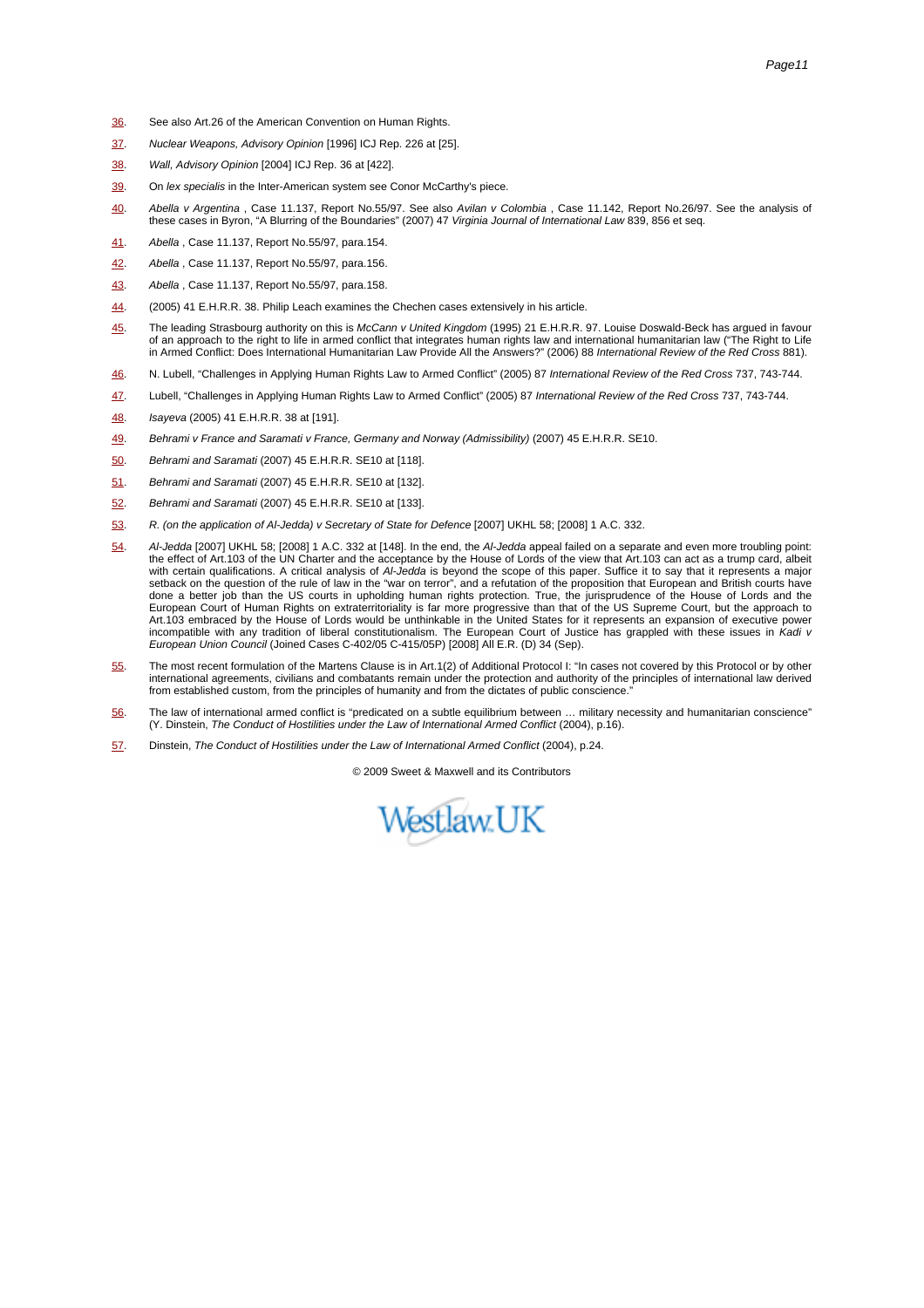36. See also Art.26 of the American Convention on Human Rights.

37. *Nuclear Weapons, Advisory Opinion* [1996] ICJ Rep. 226 at [25].

38. *Wall, Advisory Opinion* [2004] ICJ Rep. 36 at [422].

39. On *lex specialis* in the Inter-American system see Conor McCarthy's piece.

40. *Abella v Argentina* , Case 11.137, Report No.55/97. See also *Avilan v Colombia* , Case 11.142, Report No.26/97. See the analysis of these cases in Byron, "A Blurring of the Boundaries" (2007) 47 *Virginia Journal of International Law* 839, 856 et seq.

41. *Abella* , Case 11.137, Report No.55/97, para.154.

42. *Abella* , Case 11.137, Report No.55/97, para.156.

43. *Abella* , Case 11.137, Report No.55/97, para.158.

44. (2005) 41 E.H.R.R. 38. Philip Leach examines the Chechen cases extensively in his article.

45. The leading Strasbourg authority on this is *McCann v United Kingdom* (1995) 21 E.H.R.R. 97. Louise Doswald-Beck has argued in favour of an approach to the right to life in armed conflict that integrates human rights law and international humanitarian law ("The Right to Life in Armed Conflict: Does International Humanitarian Law Provide All the Answers?" (2006) 88 *International Review of the Red Cross* 881).

46. N. Lubell, "Challenges in Applying Human Rights Law to Armed Conflict" (2005) 87 *International Review of the Red Cross* 737, 743-744.

47. Lubell, "Challenges in Applying Human Rights Law to Armed Conflict" (2005) 87 *International Review of the Red Cross* 737, 743-744.

48. *Isayeva* (2005) 41 E.H.R.R. 38 at [191].

49. *Behrami v France and Saramati v France, Germany and Norway (Admissibility)* (2007) 45 E.H.R.R. SE10.

50. *Behrami and Saramati* (2007) 45 E.H.R.R. SE10 at [118].

51. *Behrami and Saramati* (2007) 45 E.H.R.R. SE10 at [132].

52. *Behrami and Saramati* (2007) 45 E.H.R.R. SE10 at [133].

53. *R. (on the application of Al-Jedda) v Secretary of State for Defence* [2007] UKHL 58; [2008] 1 A.C. 332.

54. *Al-Jedda* [2007] UKHL 58; [2008] 1 A.C. 332 at [148]. In the end, the *Al-Jedda* appeal failed on a separate and even more troubling point: the effect of Art.103 of the UN Charter and the acceptance by the House of Lords of the view that Art.103 can act as a trump card, albeit with certain qualifications. A critical analysis of *Al-Jedda* is beyond the scope of this paper. Suffice it to say that it represents a major setback on the question of the rule of law in the "war on terror", and a refutation of the proposition that European and British courts have done a better job than the US courts in upholding human rights protection. True, the jurisprudence of the House of Lords and the European Court of Human Rights on extraterritoriality is far more progressive than that of the US Supreme Court, but the approach to Art.103 embraced by the House of Lords would be unthinkable in the United States for it represents an expansion of executive power incompatible with any tradition of liberal constitutionalism. The European Court of Justice has grappled with these issues in *Kadi v European Union Council* (Joined Cases C-402/05 C-415/05P) [2008] All E.R. (D) 34 (Sep).

55. The most recent formulation of the Martens Clause is in Art.1(2) of Additional Protocol I: "In cases not covered by this Protocol or by other international agreements, civilians and combatants remain under the protection and authority of the principles of international law derived from established custom, from the principles of humanity and from the dictates of public conscience."

56. The law of international armed conflict is "predicated on a subtle equilibrium between … military necessity and humanitarian conscience" (Y. Dinstein, *The Conduct of Hostilities under the Law of International Armed Conflict* (2004), p.16).

57. Dinstein, *The Conduct of Hostilities under the Law of International Armed Conflict* (2004), p.24.

© 2009 Sweet & Maxwell and its Contributors